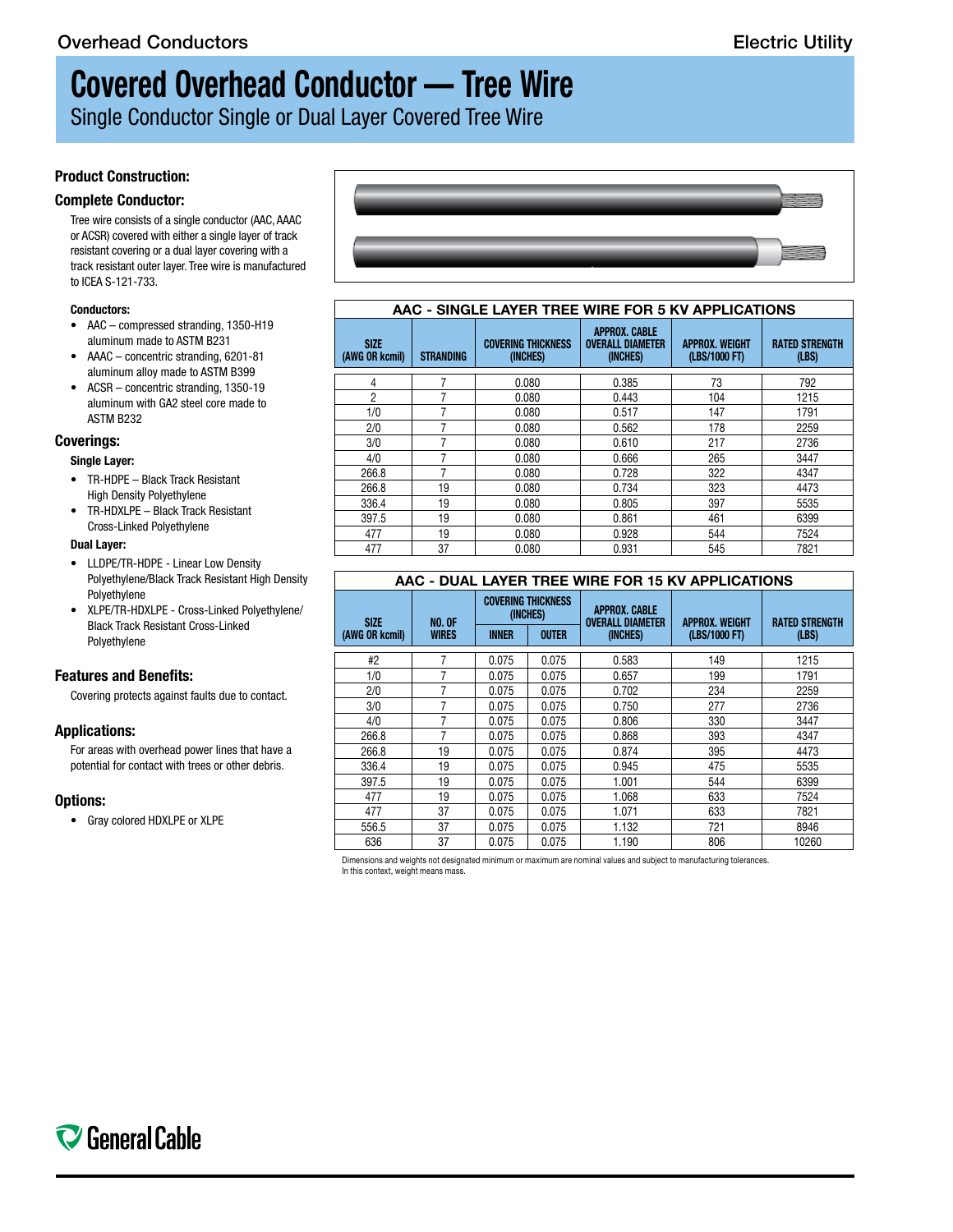# Covered Overhead Conductor — Tree Wire

Single Conductor Single or Dual Layer Covered Tree Wire

## Product Construction:

### Complete Conductor:

Tree wire consists of a single conductor (AAC, AAAC or ACSR) covered with either a single layer of track resistant covering or a dual layer covering with a track resistant outer layer. Tree wire is manufactured to ICEA S-121-733.

**Conductors:**

- AAC – compressed stranding, 1350-H19 aluminum made to ASTM B231
- AAAC – concentric stranding, 6201-81 aluminum alloy made to ASTM B399
- ACSR – concentric stranding, 1350-19 aluminum with GA2 steel core made to ASTM B232

### Coverings:

**Single Layer:**

- TR-HDPE – Black Track Resistant High Density Polyethylene
- TR-HDXLPE – Black Track Resistant Cross-Linked Polyethylene

**Dual Layer:**

- LLDPE/TR-HDPE - Linear Low Density Polyethylene/Black Track Resistant High Density Polyethylene
- XLPE/TR-HDXLPE - Cross-Linked Polyethylene/ Black Track Resistant Cross-Linked Polyethylene

### Features and Benefits:

Covering protects against faults due to contact.

### Applications:

For areas with overhead power lines that have a potential for contact with trees or other debris.

### Options:

- Gray colored HDXLPE or XLPE

**AAC - SINGLE LAYER TREE WIRE FOR 5 KV APPLICATIONS**

| SIZE (AWG OR kcmil) | STRANDING | COVERING THICKNESS (INCHES) | APPROX. CABLE OVERALL DIAMETER (INCHES) | APPROX. WEIGHT (LBS/1000 FT) | RATED STRENGTH (LBS) |
|---|---|---|---|---|---|
| 4 | 7 | 0.080 | 0.385 | 73 | 792 |
| 2 | 7 | 0.080 | 0.443 | 104 | 1215 |
| 1/0 | 7 | 0.080 | 0.517 | 147 | 1791 |
| 2/0 | 7 | 0.080 | 0.562 | 178 | 2259 |
| 3/0 | 7 | 0.080 | 0.610 | 217 | 2736 |
| 4/0 | 7 | 0.080 | 0.666 | 265 | 3447 |
| 266.8 | 7 | 0.080 | 0.728 | 322 | 4347 |
| 266.8 | 19 | 0.080 | 0.734 | 323 | 4473 |
| 336.4 | 19 | 0.080 | 0.805 | 397 | 5535 |
| 397.5 | 19 | 0.080 | 0.861 | 461 | 6399 |
| 477 | 19 | 0.080 | 0.928 | 544 | 7524 |
| 477 | 37 | 0.080 | 0.931 | 545 | 7821 |

**AAC - DUAL LAYER TREE WIRE FOR 15 KV APPLICATIONS**

| SIZE (AWG OR kcmil) | NO. OF WIRES | COVERING THICKNESS (INCHES) | | APPROX. CABLE OVERALL DIAMETER (INCHES) | APPROX. WEIGHT (LBS/1000 FT) | RATED STRENGTH (LBS) |
|---|---|---|---|---|---|---|
| | | INNER | OUTER | | | |
| #2 | 7 | 0.075 | 0.075 | 0.583 | 149 | 1215 |
| 1/0 | 7 | 0.075 | 0.075 | 0.657 | 199 | 1791 |
| 2/0 | 7 | 0.075 | 0.075 | 0.702 | 234 | 2259 |
| 3/0 | 7 | 0.075 | 0.075 | 0.750 | 277 | 2736 |
| 4/0 | 7 | 0.075 | 0.075 | 0.806 | 330 | 3447 |
| 266.8 | 7 | 0.075 | 0.075 | 0.868 | 393 | 4347 |
| 266.8 | 19 | 0.075 | 0.075 | 0.874 | 395 | 4473 |
| 336.4 | 19 | 0.075 | 0.075 | 0.945 | 475 | 5535 |
| 397.5 | 19 | 0.075 | 0.075 | 1.001 | 544 | 6399 |
| 477 | 19 | 0.075 | 0.075 | 1.068 | 633 | 7524 |
| 477 | 37 | 0.075 | 0.075 | 1.071 | 633 | 7821 |
| 556.5 | 37 | 0.075 | 0.075 | 1.132 | 721 | 8946 |
| 636 | 37 | 0.075 | 0.075 | 1.190 | 806 | 10260 |

Dimensions and weights not designated minimum or maximum are nominal values and subject to manufacturing tolerances.
In this context, weight means mass.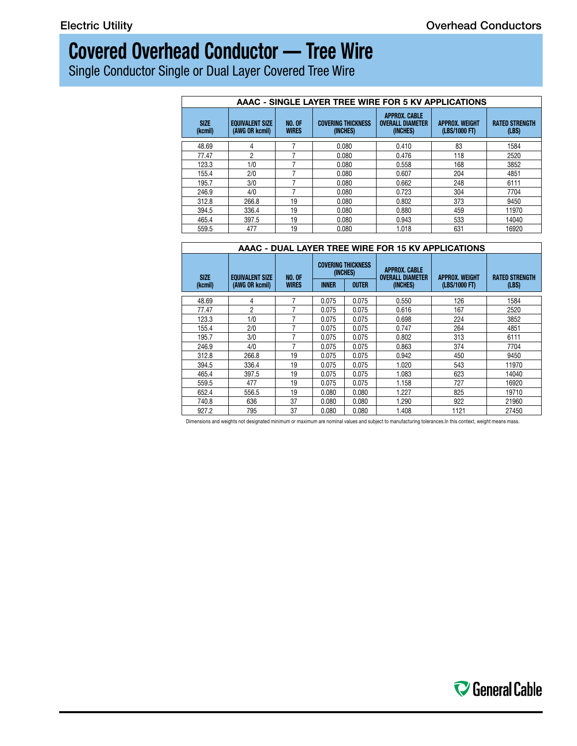# Covered Overhead Conductor — Tree Wire

Single Conductor Single or Dual Layer Covered Tree Wire

| AAAC - SINGLE LAYER TREE WIRE FOR 5 KV APPLICATIONS | | | | | | |
|---|---|---|---|---|---|---|
| SIZE (kcmil) | EQUIVALENT SIZE (AWG OR kcmil) | NO. OF WIRES | COVERING THICKNESS (INCHES) | APPROX. CABLE OVERALL DIAMETER (INCHES) | APPROX. WEIGHT (LBS/1000 FT) | RATED STRENGTH (LBS) |
| 48.69 | 4 | 7 | 0.080 | 0.410 | 83 | 1584 |
| 77.47 | 2 | 7 | 0.080 | 0.476 | 118 | 2520 |
| 123.3 | 1/0 | 7 | 0.080 | 0.558 | 168 | 3852 |
| 155.4 | 2/0 | 7 | 0.080 | 0.607 | 204 | 4851 |
| 195.7 | 3/0 | 7 | 0.080 | 0.662 | 248 | 6111 |
| 246.9 | 4/0 | 7 | 0.080 | 0.723 | 304 | 7704 |
| 312.8 | 266.8 | 19 | 0.080 | 0.802 | 373 | 9450 |
| 394.5 | 336.4 | 19 | 0.080 | 0.880 | 459 | 11970 |
| 465.4 | 397.5 | 19 | 0.080 | 0.943 | 533 | 14040 |
| 559.5 | 477 | 19 | 0.080 | 1.018 | 631 | 16920 |

| AAAC - DUAL LAYER TREE WIRE FOR 15 KV APPLICATIONS | | | | | | | |
|---|---|---|---|---|---|---|---|
| SIZE (kcmil) | EQUIVALENT SIZE (AWG OR kcmil) | NO. OF WIRES | COVERING THICKNESS (INCHES) | | APPROX. CABLE OVERALL DIAMETER (INCHES) | APPROX. WEIGHT (LBS/1000 FT) | RATED STRENGTH (LBS) |
| | | | INNER | OUTER | | | |
| 48.69 | 4 | 7 | 0.075 | 0.075 | 0.550 | 126 | 1584 |
| 77.47 | 2 | 7 | 0.075 | 0.075 | 0.616 | 167 | 2520 |
| 123.3 | 1/0 | 7 | 0.075 | 0.075 | 0.698 | 224 | 3852 |
| 155.4 | 2/0 | 7 | 0.075 | 0.075 | 0.747 | 264 | 4851 |
| 195.7 | 3/0 | 7 | 0.075 | 0.075 | 0.802 | 313 | 6111 |
| 246.9 | 4/0 | 7 | 0.075 | 0.075 | 0.863 | 374 | 7704 |
| 312.8 | 266.8 | 19 | 0.075 | 0.075 | 0.942 | 450 | 9450 |
| 394.5 | 336.4 | 19 | 0.075 | 0.075 | 1.020 | 543 | 11970 |
| 465.4 | 397.5 | 19 | 0.075 | 0.075 | 1.083 | 623 | 14040 |
| 559.5 | 477 | 19 | 0.075 | 0.075 | 1.158 | 727 | 16920 |
| 652.4 | 556.5 | 19 | 0.080 | 0.080 | 1.227 | 825 | 19710 |
| 740.8 | 636 | 37 | 0.080 | 0.080 | 1.290 | 922 | 21960 |
| 927.2 | 795 | 37 | 0.080 | 0.080 | 1.408 | 1121 | 27450 |

Dimensions and weights not designated minimum or maximum are nominal values and subject to manufacturing tolerances.In this context, weight means mass.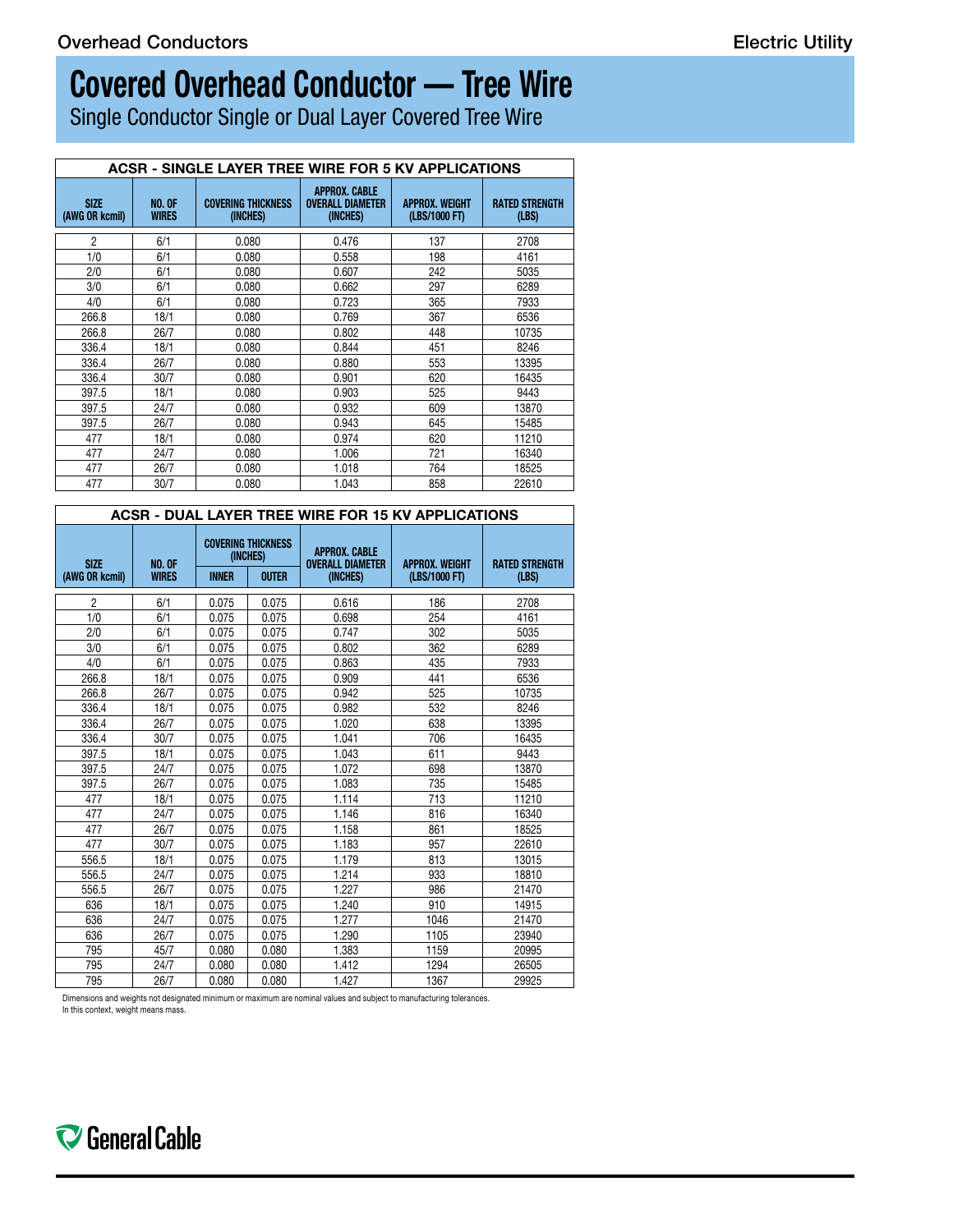# Covered Overhead Conductor — Tree Wire

Single Conductor Single or Dual Layer Covered Tree Wire

| ACSR - SINGLE LAYER TREE WIRE FOR 5 KV APPLICATIONS | | | | | |
|---|---|---|---|---|---|
| SIZE (AWG OR kcmil) | NO. OF WIRES | COVERING THICKNESS (INCHES) | APPROX. CABLE OVERALL DIAMETER (INCHES) | APPROX. WEIGHT (LBS/1000 FT) | RATED STRENGTH (LBS) |
| 2 | 6/1 | 0.080 | 0.476 | 137 | 2708 |
| 1/0 | 6/1 | 0.080 | 0.558 | 198 | 4161 |
| 2/0 | 6/1 | 0.080 | 0.607 | 242 | 5035 |
| 3/0 | 6/1 | 0.080 | 0.662 | 297 | 6289 |
| 4/0 | 6/1 | 0.080 | 0.723 | 365 | 7933 |
| 266.8 | 18/1 | 0.080 | 0.769 | 367 | 6536 |
| 266.8 | 26/7 | 0.080 | 0.802 | 448 | 10735 |
| 336.4 | 18/1 | 0.080 | 0.844 | 451 | 8246 |
| 336.4 | 26/7 | 0.080 | 0.880 | 553 | 13395 |
| 336.4 | 30/7 | 0.080 | 0.901 | 620 | 16435 |
| 397.5 | 18/1 | 0.080 | 0.903 | 525 | 9443 |
| 397.5 | 24/7 | 0.080 | 0.932 | 609 | 13870 |
| 397.5 | 26/7 | 0.080 | 0.943 | 645 | 15485 |
| 477 | 18/1 | 0.080 | 0.974 | 620 | 11210 |
| 477 | 24/7 | 0.080 | 1.006 | 721 | 16340 |
| 477 | 26/7 | 0.080 | 1.018 | 764 | 18525 |
| 477 | 30/7 | 0.080 | 1.043 | 858 | 22610 |

| ACSR - DUAL LAYER TREE WIRE FOR 15 KV APPLICATIONS | | | | | | |
|---|---|---|---|---|---|---|
| SIZE (AWG OR kcmil) | NO. OF WIRES | COVERING THICKNESS (INCHES) | | APPROX. CABLE OVERALL DIAMETER (INCHES) | APPROX. WEIGHT (LBS/1000 FT) | RATED STRENGTH (LBS) |
| | | INNER | OUTER | | | |
| 2 | 6/1 | 0.075 | 0.075 | 0.616 | 186 | 2708 |
| 1/0 | 6/1 | 0.075 | 0.075 | 0.698 | 254 | 4161 |
| 2/0 | 6/1 | 0.075 | 0.075 | 0.747 | 302 | 5035 |
| 3/0 | 6/1 | 0.075 | 0.075 | 0.802 | 362 | 6289 |
| 4/0 | 6/1 | 0.075 | 0.075 | 0.863 | 435 | 7933 |
| 266.8 | 18/1 | 0.075 | 0.075 | 0.909 | 441 | 6536 |
| 266.8 | 26/7 | 0.075 | 0.075 | 0.942 | 525 | 10735 |
| 336.4 | 18/1 | 0.075 | 0.075 | 0.982 | 532 | 8246 |
| 336.4 | 26/7 | 0.075 | 0.075 | 1.020 | 638 | 13395 |
| 336.4 | 30/7 | 0.075 | 0.075 | 1.041 | 706 | 16435 |
| 397.5 | 18/1 | 0.075 | 0.075 | 1.043 | 611 | 9443 |
| 397.5 | 24/7 | 0.075 | 0.075 | 1.072 | 698 | 13870 |
| 397.5 | 26/7 | 0.075 | 0.075 | 1.083 | 735 | 15485 |
| 477 | 18/1 | 0.075 | 0.075 | 1.114 | 713 | 11210 |
| 477 | 24/7 | 0.075 | 0.075 | 1.146 | 816 | 16340 |
| 477 | 26/7 | 0.075 | 0.075 | 1.158 | 861 | 18525 |
| 477 | 30/7 | 0.075 | 0.075 | 1.183 | 957 | 22610 |
| 556.5 | 18/1 | 0.075 | 0.075 | 1.179 | 813 | 13015 |
| 556.5 | 24/7 | 0.075 | 0.075 | 1.214 | 933 | 18810 |
| 556.5 | 26/7 | 0.075 | 0.075 | 1.227 | 986 | 21470 |
| 636 | 18/1 | 0.075 | 0.075 | 1.240 | 910 | 14915 |
| 636 | 24/7 | 0.075 | 0.075 | 1.277 | 1046 | 21470 |
| 636 | 26/7 | 0.075 | 0.075 | 1.290 | 1105 | 23940 |
| 795 | 45/7 | 0.080 | 0.080 | 1.383 | 1159 | 20995 |
| 795 | 24/7 | 0.080 | 0.080 | 1.412 | 1294 | 26505 |
| 795 | 26/7 | 0.080 | 0.080 | 1.427 | 1367 | 29925 |

Dimensions and weights not designated minimum or maximum are nominal values and subject to manufacturing tolerances.
In this context, weight means mass.